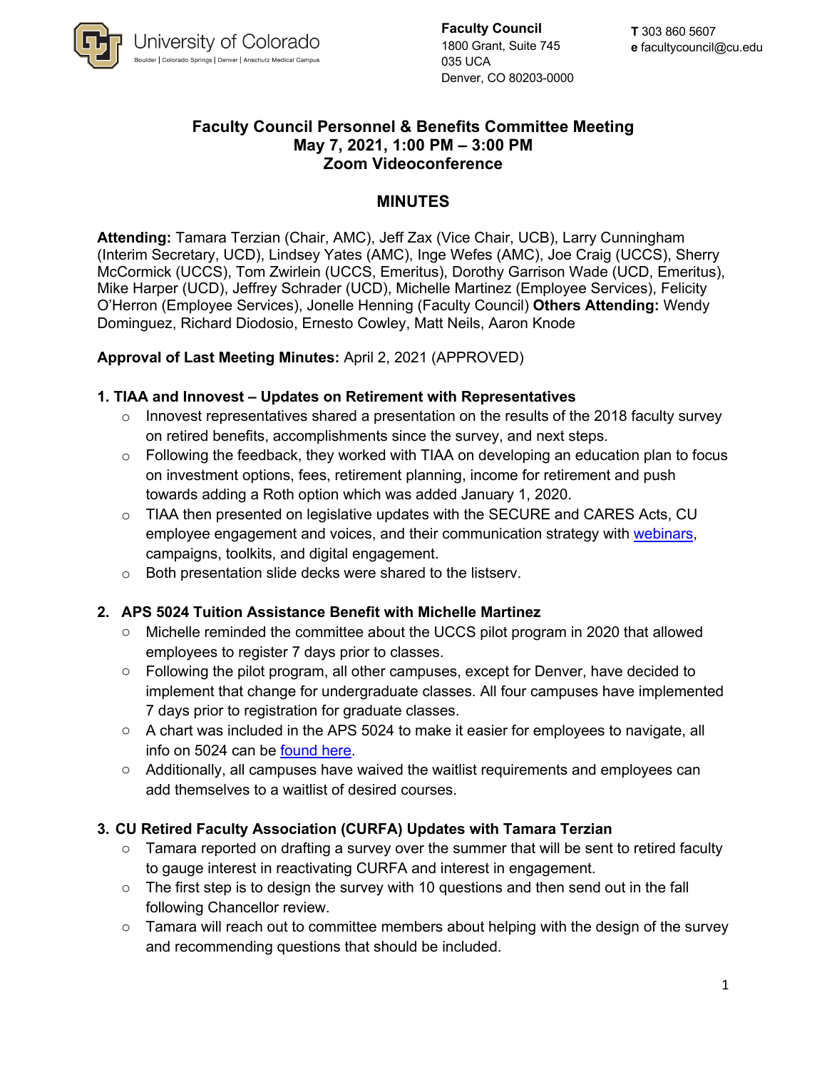University of Colorado
Boulder | Colorado Springs | Denver | Anschutz Medical Campus

**Faculty Council**
1800 Grant, Suite 745
035 UCA
Denver, CO 80203-0000

**T** 303 860 5607
**e** facultycouncil@cu.edu

# Faculty Council Personnel & Benefits Committee Meeting
## May 7, 2021, 1:00 PM – 3:00 PM
## Zoom Videoconference

## MINUTES

**Attending:** Tamara Terzian (Chair, AMC), Jeff Zax (Vice Chair, UCB), Larry Cunningham (Interim Secretary, UCD), Lindsey Yates (AMC), Inge Wefes (AMC), Joe Craig (UCCS), Sherry McCormick (UCCS), Tom Zwirlein (UCCS, Emeritus), Dorothy Garrison Wade (UCD, Emeritus), Mike Harper (UCD), Jeffrey Schrader (UCD), Michelle Martinez (Employee Services), Felicity O'Herron (Employee Services), Jonelle Henning (Faculty Council) **Others Attending:** Wendy Dominguez, Richard Diodosio, Ernesto Cowley, Matt Neils, Aaron Knode

**Approval of Last Meeting Minutes:** April 2, 2021 (APPROVED)

### 1. TIAA and Innovest – Updates on Retirement with Representatives

- Innovest representatives shared a presentation on the results of the 2018 faculty survey on retired benefits, accomplishments since the survey, and next steps.
- Following the feedback, they worked with TIAA on developing an education plan to focus on investment options, fees, retirement planning, income for retirement and push towards adding a Roth option which was added January 1, 2020.
- TIAA then presented on legislative updates with the SECURE and CARES Acts, CU employee engagement and voices, and their communication strategy with webinars, campaigns, toolkits, and digital engagement.
- Both presentation slide decks were shared to the listserv.

### 2. APS 5024 Tuition Assistance Benefit with Michelle Martinez

- Michelle reminded the committee about the UCCS pilot program in 2020 that allowed employees to register 7 days prior to classes.
- Following the pilot program, all other campuses, except for Denver, have decided to implement that change for undergraduate classes. All four campuses have implemented 7 days prior to registration for graduate classes.
- A chart was included in the APS 5024 to make it easier for employees to navigate, all info on 5024 can be found here.
- Additionally, all campuses have waived the waitlist requirements and employees can add themselves to a waitlist of desired courses.

### 3. CU Retired Faculty Association (CURFA) Updates with Tamara Terzian

- Tamara reported on drafting a survey over the summer that will be sent to retired faculty to gauge interest in reactivating CURFA and interest in engagement.
- The first step is to design the survey with 10 questions and then send out in the fall following Chancellor review.
- Tamara will reach out to committee members about helping with the design of the survey and recommending questions that should be included.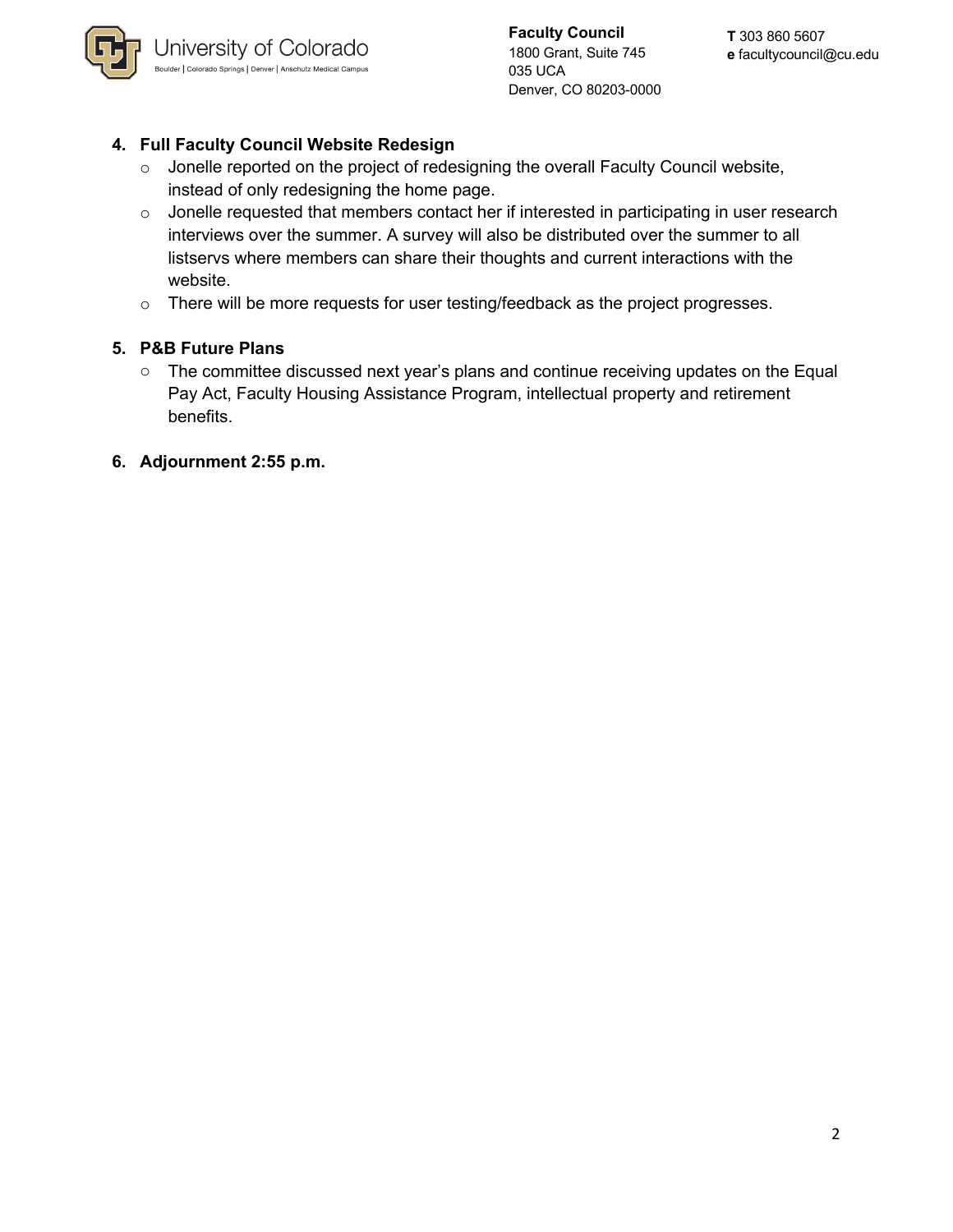4. **Full Faculty Council Website Redesign**
   - Jonelle reported on the project of redesigning the overall Faculty Council website, instead of only redesigning the home page.
   - Jonelle requested that members contact her if interested in participating in user research interviews over the summer. A survey will also be distributed over the summer to all listservs where members can share their thoughts and current interactions with the website.
   - There will be more requests for user testing/feedback as the project progresses.

5. **P&B Future Plans**
   - The committee discussed next year's plans and continue receiving updates on the Equal Pay Act, Faculty Housing Assistance Program, intellectual property and retirement benefits.

6. **Adjournment 2:55 p.m.**